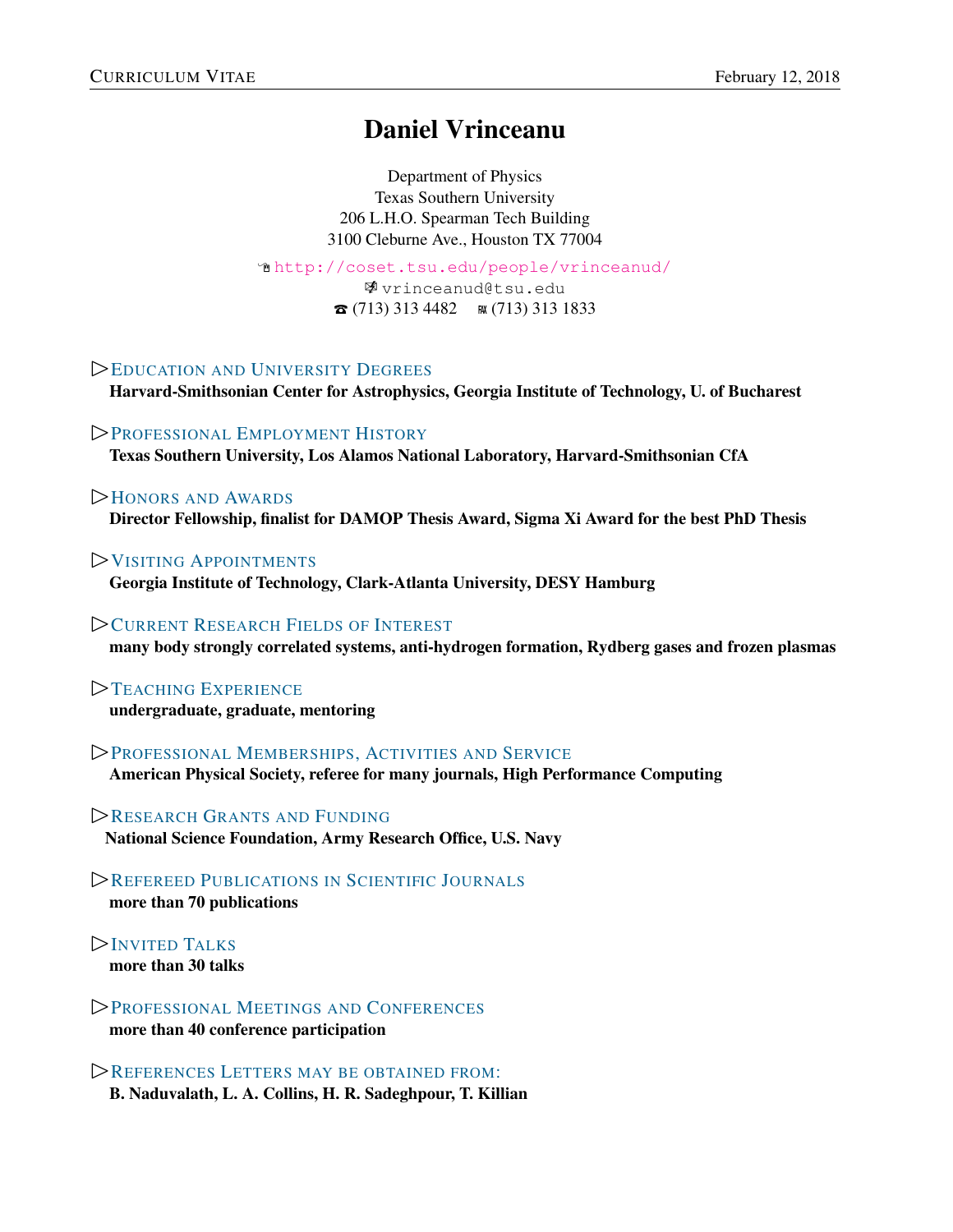# Daniel Vrinceanu

Department of Physics
Texas Southern University
206 L.H.O. Spearman Tech Building
3100 Cleburne Ave., Houston TX 77004

http://coset.tsu.edu/people/vrinceanud/
vrinceanud@tsu.edu
☎ (713) 313 4482 FAX (713) 313 1833

## ▷ Education and University Degrees
**Harvard-Smithsonian Center for Astrophysics, Georgia Institute of Technology, U. of Bucharest**

## ▷ Professional Employment History
**Texas Southern University, Los Alamos National Laboratory, Harvard-Smithsonian CfA**

## ▷ Honors and Awards
**Director Fellowship, finalist for DAMOP Thesis Award, Sigma Xi Award for the best PhD Thesis**

## ▷ Visiting Appointments
**Georgia Institute of Technology, Clark-Atlanta University, DESY Hamburg**

## ▷ Current Research Fields of Interest
**many body strongly correlated systems, anti-hydrogen formation, Rydberg gases and frozen plasmas**

## ▷ Teaching Experience
**undergraduate, graduate, mentoring**

## ▷ Professional Memberships, Activities and Service
**American Physical Society, referee for many journals, High Performance Computing**

## ▷ Research Grants and Funding
**National Science Foundation, Army Research Office, U.S. Navy**

## ▷ Refereed Publications in Scientific Journals
**more than 70 publications**

## ▷ Invited Talks
**more than 30 talks**

## ▷ Professional Meetings and Conferences
**more than 40 conference participation**

## ▷ References Letters may be obtained from:
**B. Naduvalath, L. A. Collins, H. R. Sadeghpour, T. Killian**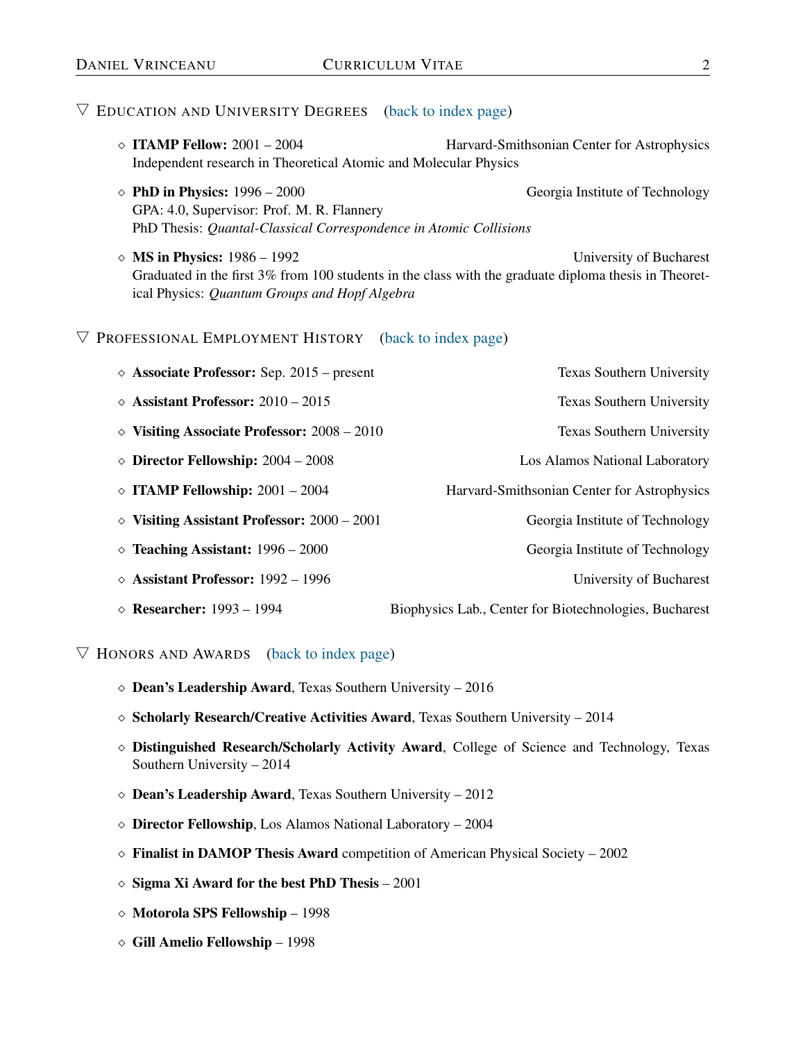## ▽ Education and University Degrees (back to index page)

- **ITAMP Fellow:** 2001 – 2004 — Harvard-Smithsonian Center for Astrophysics
  Independent research in Theoretical Atomic and Molecular Physics

- **PhD in Physics:** 1996 – 2000 — Georgia Institute of Technology
  GPA: 4.0, Supervisor: Prof. M. R. Flannery
  PhD Thesis: *Quantal-Classical Correspondence in Atomic Collisions*

- **MS in Physics:** 1986 – 1992 — University of Bucharest
  Graduated in the first 3% from 100 students in the class with the graduate diploma thesis in Theoretical Physics: *Quantum Groups and Hopf Algebra*

## ▽ Professional Employment History (back to index page)

- **Associate Professor:** Sep. 2015 – present — Texas Southern University
- **Assistant Professor:** 2010 – 2015 — Texas Southern University
- **Visiting Associate Professor:** 2008 – 2010 — Texas Southern University
- **Director Fellowship:** 2004 – 2008 — Los Alamos National Laboratory
- **ITAMP Fellowship:** 2001 – 2004 — Harvard-Smithsonian Center for Astrophysics
- **Visiting Assistant Professor:** 2000 – 2001 — Georgia Institute of Technology
- **Teaching Assistant:** 1996 – 2000 — Georgia Institute of Technology
- **Assistant Professor:** 1992 – 1996 — University of Bucharest
- **Researcher:** 1993 – 1994 — Biophysics Lab., Center for Biotechnologies, Bucharest

## ▽ Honors and Awards (back to index page)

- **Dean's Leadership Award**, Texas Southern University – 2016
- **Scholarly Research/Creative Activities Award**, Texas Southern University – 2014
- **Distinguished Research/Scholarly Activity Award**, College of Science and Technology, Texas Southern University – 2014
- **Dean's Leadership Award**, Texas Southern University – 2012
- **Director Fellowship**, Los Alamos National Laboratory – 2004
- **Finalist in DAMOP Thesis Award** competition of American Physical Society – 2002
- **Sigma Xi Award for the best PhD Thesis** – 2001
- **Motorola SPS Fellowship** – 1998
- **Gill Amelio Fellowship** – 1998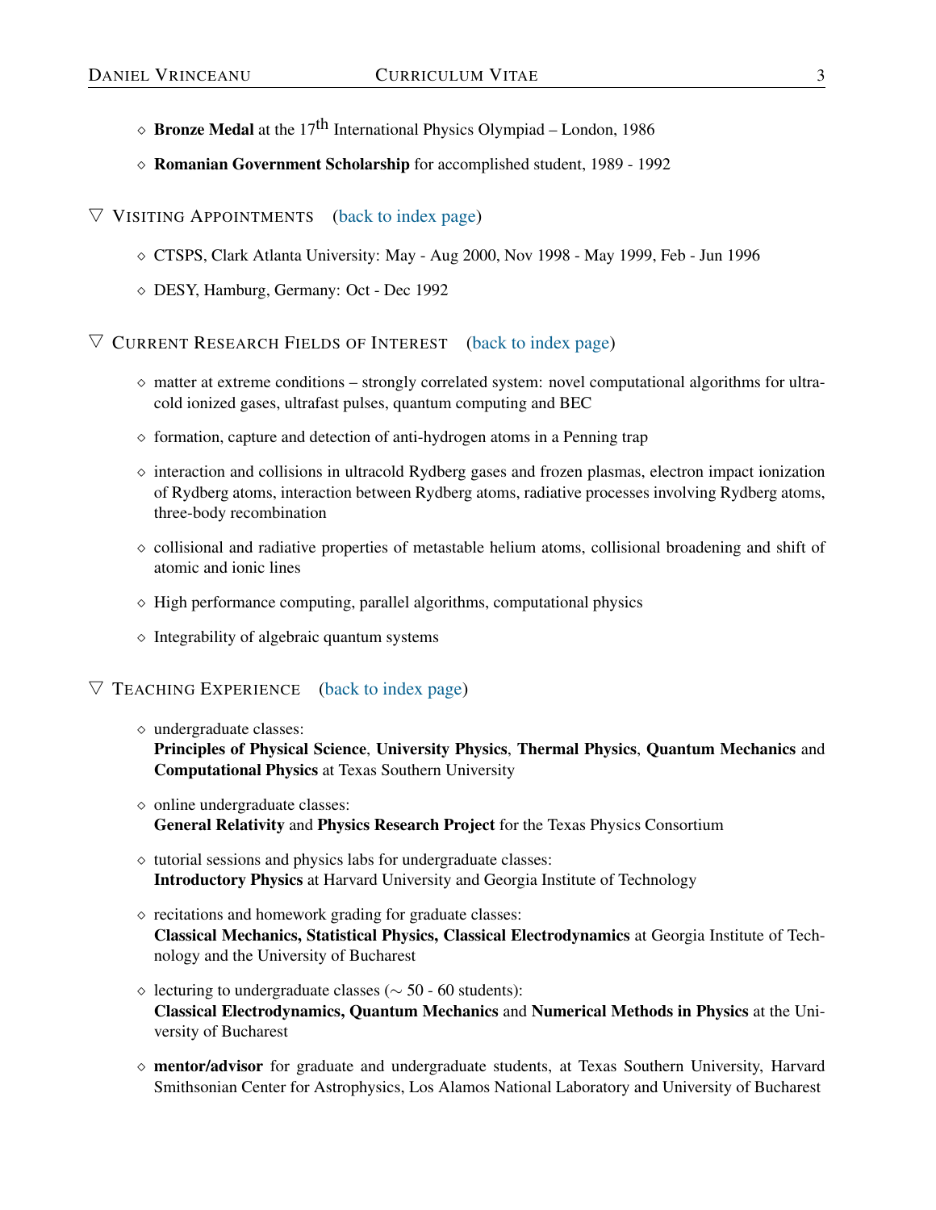- **Bronze Medal** at the 17$^{th}$ International Physics Olympiad – London, 1986
- **Romanian Government Scholarship** for accomplished student, 1989 - 1992

## Visiting Appointments (back to index page)

- CTSPS, Clark Atlanta University: May - Aug 2000, Nov 1998 - May 1999, Feb - Jun 1996
- DESY, Hamburg, Germany: Oct - Dec 1992

## Current Research Fields of Interest (back to index page)

- matter at extreme conditions – strongly correlated system: novel computational algorithms for ultracold ionized gases, ultrafast pulses, quantum computing and BEC
- formation, capture and detection of anti-hydrogen atoms in a Penning trap
- interaction and collisions in ultracold Rydberg gases and frozen plasmas, electron impact ionization of Rydberg atoms, interaction between Rydberg atoms, radiative processes involving Rydberg atoms, three-body recombination
- collisional and radiative properties of metastable helium atoms, collisional broadening and shift of atomic and ionic lines
- High performance computing, parallel algorithms, computational physics
- Integrability of algebraic quantum systems

## Teaching Experience (back to index page)

- undergraduate classes:
  **Principles of Physical Science**, **University Physics**, **Thermal Physics**, **Quantum Mechanics** and **Computational Physics** at Texas Southern University
- online undergraduate classes:
  **General Relativity** and **Physics Research Project** for the Texas Physics Consortium
- tutorial sessions and physics labs for undergraduate classes:
  **Introductory Physics** at Harvard University and Georgia Institute of Technology
- recitations and homework grading for graduate classes:
  **Classical Mechanics, Statistical Physics, Classical Electrodynamics** at Georgia Institute of Technology and the University of Bucharest
- lecturing to undergraduate classes (∼ 50 - 60 students):
  **Classical Electrodynamics, Quantum Mechanics** and **Numerical Methods in Physics** at the University of Bucharest
- **mentor/advisor** for graduate and undergraduate students, at Texas Southern University, Harvard Smithsonian Center for Astrophysics, Los Alamos National Laboratory and University of Bucharest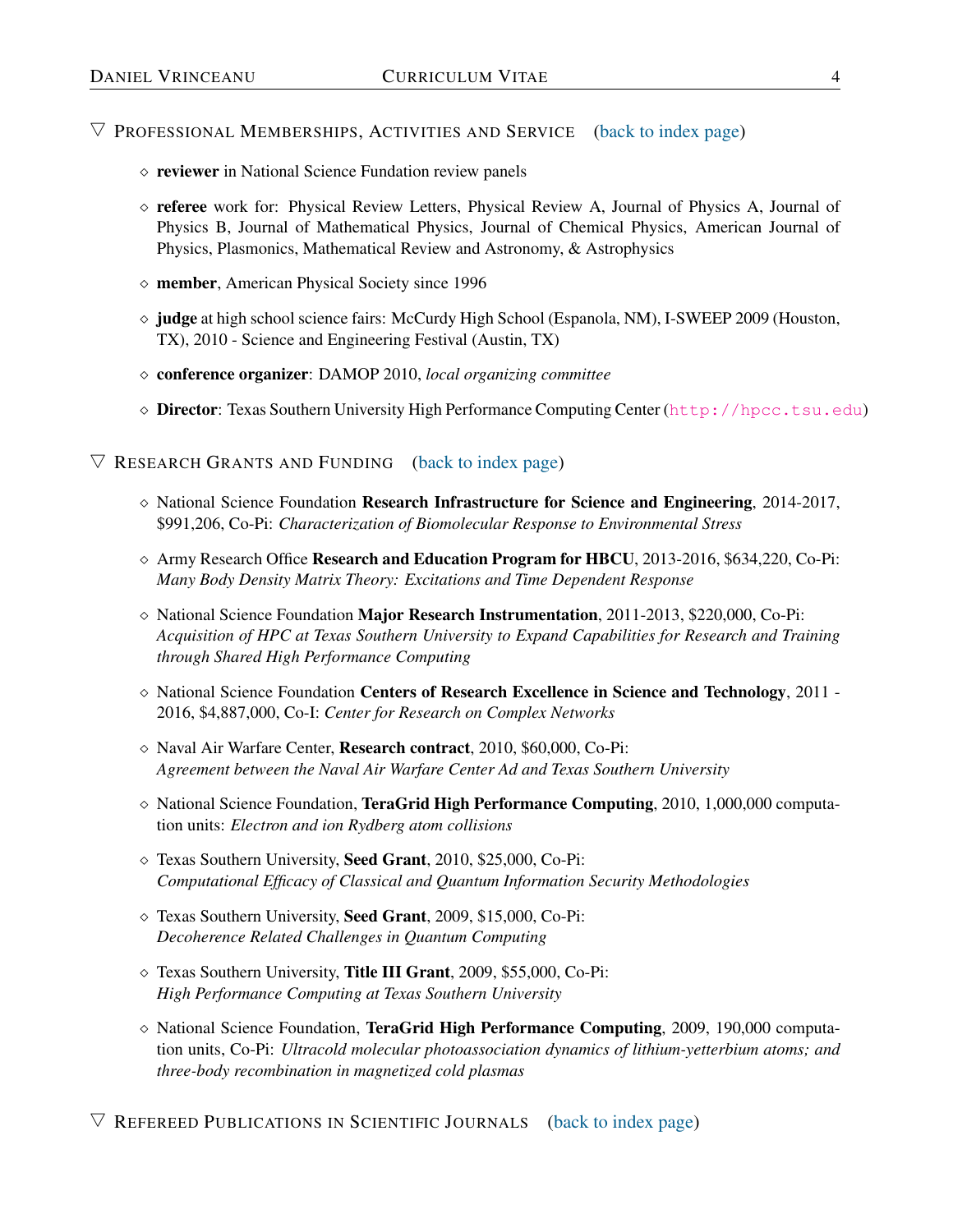## ▽ Professional Memberships, Activities and Service (back to index page)

- ◇ **reviewer** in National Science Fundation review panels
- ◇ **referee** work for: Physical Review Letters, Physical Review A, Journal of Physics A, Journal of Physics B, Journal of Mathematical Physics, Journal of Chemical Physics, American Journal of Physics, Plasmonics, Mathematical Review and Astronomy, & Astrophysics
- ◇ **member**, American Physical Society since 1996
- ◇ **judge** at high school science fairs: McCurdy High School (Espanola, NM), I-SWEEP 2009 (Houston, TX), 2010 - Science and Engineering Festival (Austin, TX)
- ◇ **conference organizer**: DAMOP 2010, *local organizing committee*
- ◇ **Director**: Texas Southern University High Performance Computing Center (http://hpcc.tsu.edu)

## ▽ Research Grants and Funding (back to index page)

- ◇ National Science Foundation **Research Infrastructure for Science and Engineering**, 2014-2017, $991,206, Co-Pi: *Characterization of Biomolecular Response to Environmental Stress*
- ◇ Army Research Office **Research and Education Program for HBCU**, 2013-2016, $634,220, Co-Pi: *Many Body Density Matrix Theory: Excitations and Time Dependent Response*
- ◇ National Science Foundation **Major Research Instrumentation**, 2011-2013, $220,000, Co-Pi: *Acquisition of HPC at Texas Southern University to Expand Capabilities for Research and Training through Shared High Performance Computing*
- ◇ National Science Foundation **Centers of Research Excellence in Science and Technology**, 2011 - 2016, $4,887,000, Co-I: *Center for Research on Complex Networks*
- ◇ Naval Air Warfare Center, **Research contract**, 2010, $60,000, Co-Pi: *Agreement between the Naval Air Warfare Center Ad and Texas Southern University*
- ◇ National Science Foundation, **TeraGrid High Performance Computing**, 2010, 1,000,000 computation units: *Electron and ion Rydberg atom collisions*
- ◇ Texas Southern University, **Seed Grant**, 2010, $25,000, Co-Pi: *Computational Efficacy of Classical and Quantum Information Security Methodologies*
- ◇ Texas Southern University, **Seed Grant**, 2009, $15,000, Co-Pi: *Decoherence Related Challenges in Quantum Computing*
- ◇ Texas Southern University, **Title III Grant**, 2009, $55,000, Co-Pi: *High Performance Computing at Texas Southern University*
- ◇ National Science Foundation, **TeraGrid High Performance Computing**, 2009, 190,000 computation units, Co-Pi: *Ultracold molecular photoassociation dynamics of lithium-yetterbium atoms; and three-body recombination in magnetized cold plasmas*

## ▽ Refereed Publications in Scientific Journals (back to index page)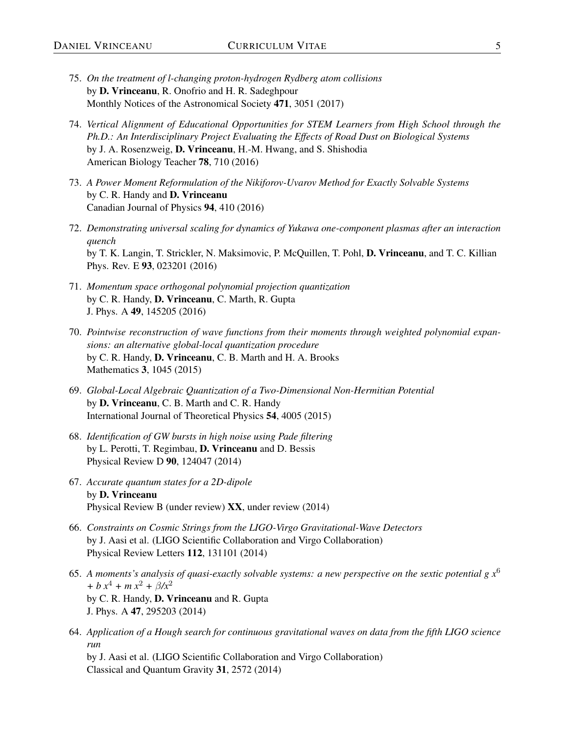75. *On the treatment of l-changing proton-hydrogen Rydberg atom collisions*
by **D. Vrinceanu**, R. Onofrio and H. R. Sadeghpour
Monthly Notices of the Astronomical Society **471**, 3051 (2017)

74. *Vertical Alignment of Educational Opportunities for STEM Learners from High School through the Ph.D.: An Interdisciplinary Project Evaluating the Effects of Road Dust on Biological Systems*
by J. A. Rosenzweig, **D. Vrinceanu**, H.-M. Hwang, and S. Shishodia
American Biology Teacher **78**, 710 (2016)

73. *A Power Moment Reformulation of the Nikiforov-Uvarov Method for Exactly Solvable Systems*
by C. R. Handy and **D. Vrinceanu**
Canadian Journal of Physics **94**, 410 (2016)

72. *Demonstrating universal scaling for dynamics of Yukawa one-component plasmas after an interaction quench*
by T. K. Langin, T. Strickler, N. Maksimovic, P. McQuillen, T. Pohl, **D. Vrinceanu**, and T. C. Killian
Phys. Rev. E **93**, 023201 (2016)

71. *Momentum space orthogonal polynomial projection quantization*
by C. R. Handy, **D. Vrinceanu**, C. Marth, R. Gupta
J. Phys. A **49**, 145205 (2016)

70. *Pointwise reconstruction of wave functions from their moments through weighted polynomial expansions: an alternative global-local quantization procedure*
by C. R. Handy, **D. Vrinceanu**, C. B. Marth and H. A. Brooks
Mathematics **3**, 1045 (2015)

69. *Global-Local Algebraic Quantization of a Two-Dimensional Non-Hermitian Potential*
by **D. Vrinceanu**, C. B. Marth and C. R. Handy
International Journal of Theoretical Physics **54**, 4005 (2015)

68. *Identification of GW bursts in high noise using Pade filtering*
by L. Perotti, T. Regimbau, **D. Vrinceanu** and D. Bessis
Physical Review D **90**, 124047 (2014)

67. *Accurate quantum states for a 2D-dipole*
by **D. Vrinceanu**
Physical Review B (under review) **XX**, under review (2014)

66. *Constraints on Cosmic Strings from the LIGO-Virgo Gravitational-Wave Detectors*
by J. Aasi et al. (LIGO Scientific Collaboration and Virgo Collaboration)
Physical Review Letters **112**, 131101 (2014)

65. *A moments's analysis of quasi-exactly solvable systems: a new perspective on the sextic potential $g\,x^6 + b\,x^4 + m\,x^2 + \beta/x^2$*
by C. R. Handy, **D. Vrinceanu** and R. Gupta
J. Phys. A **47**, 295203 (2014)

64. *Application of a Hough search for continuous gravitational waves on data from the fifth LIGO science run*
by J. Aasi et al. (LIGO Scientific Collaboration and Virgo Collaboration)
Classical and Quantum Gravity **31**, 2572 (2014)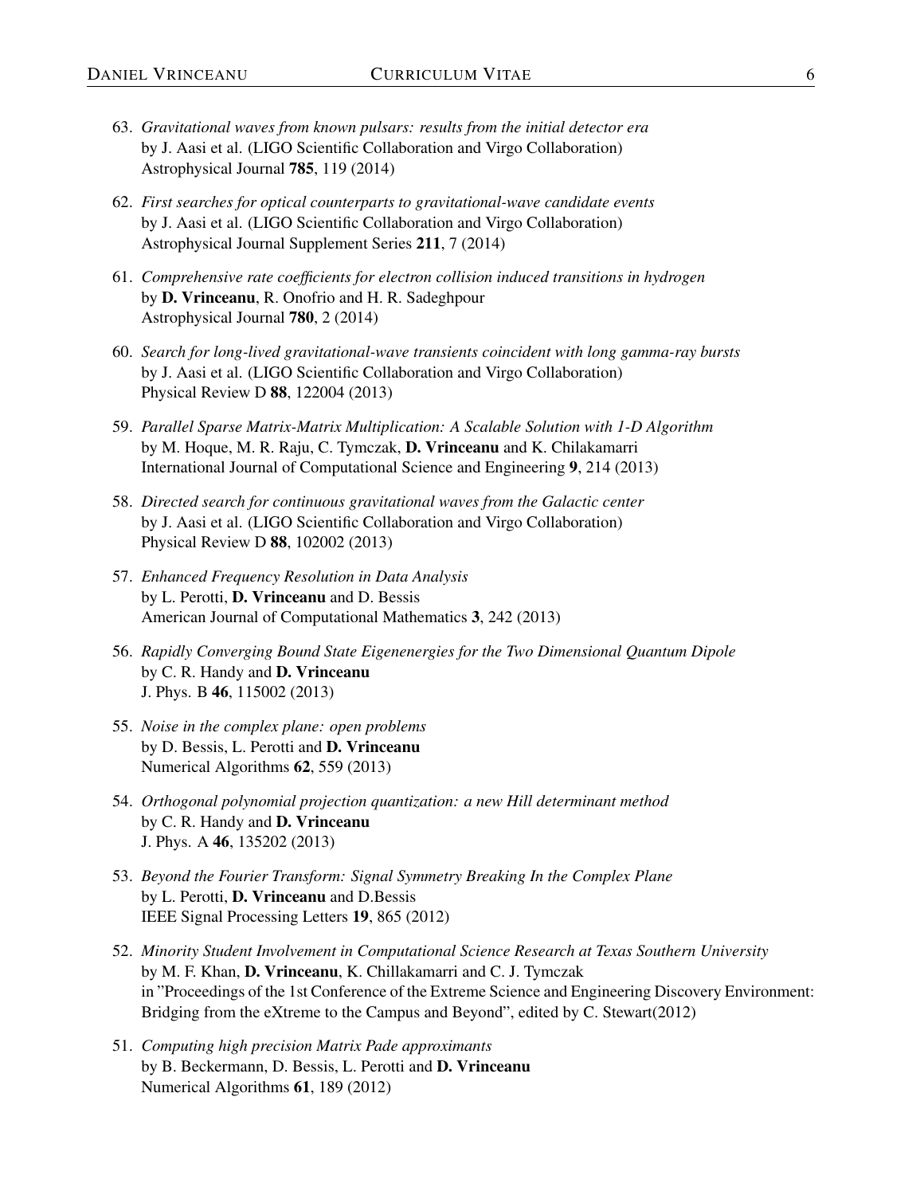63. *Gravitational waves from known pulsars: results from the initial detector era*
by J. Aasi et al. (LIGO Scientific Collaboration and Virgo Collaboration)
Astrophysical Journal **785**, 119 (2014)

62. *First searches for optical counterparts to gravitational-wave candidate events*
by J. Aasi et al. (LIGO Scientific Collaboration and Virgo Collaboration)
Astrophysical Journal Supplement Series **211**, 7 (2014)

61. *Comprehensive rate coefficients for electron collision induced transitions in hydrogen*
by **D. Vrinceanu**, R. Onofrio and H. R. Sadeghpour
Astrophysical Journal **780**, 2 (2014)

60. *Search for long-lived gravitational-wave transients coincident with long gamma-ray bursts*
by J. Aasi et al. (LIGO Scientific Collaboration and Virgo Collaboration)
Physical Review D **88**, 122004 (2013)

59. *Parallel Sparse Matrix-Matrix Multiplication: A Scalable Solution with 1-D Algorithm*
by M. Hoque, M. R. Raju, C. Tymczak, **D. Vrinceanu** and K. Chilakamarri
International Journal of Computational Science and Engineering **9**, 214 (2013)

58. *Directed search for continuous gravitational waves from the Galactic center*
by J. Aasi et al. (LIGO Scientific Collaboration and Virgo Collaboration)
Physical Review D **88**, 102002 (2013)

57. *Enhanced Frequency Resolution in Data Analysis*
by L. Perotti, **D. Vrinceanu** and D. Bessis
American Journal of Computational Mathematics **3**, 242 (2013)

56. *Rapidly Converging Bound State Eigenenergies for the Two Dimensional Quantum Dipole*
by C. R. Handy and **D. Vrinceanu**
J. Phys. B **46**, 115002 (2013)

55. *Noise in the complex plane: open problems*
by D. Bessis, L. Perotti and **D. Vrinceanu**
Numerical Algorithms **62**, 559 (2013)

54. *Orthogonal polynomial projection quantization: a new Hill determinant method*
by C. R. Handy and **D. Vrinceanu**
J. Phys. A **46**, 135202 (2013)

53. *Beyond the Fourier Transform: Signal Symmetry Breaking In the Complex Plane*
by L. Perotti, **D. Vrinceanu** and D.Bessis
IEEE Signal Processing Letters **19**, 865 (2012)

52. *Minority Student Involvement in Computational Science Research at Texas Southern University*
by M. F. Khan, **D. Vrinceanu**, K. Chillakamarri and C. J. Tymczak
in "Proceedings of the 1st Conference of the Extreme Science and Engineering Discovery Environment: Bridging from the eXtreme to the Campus and Beyond", edited by C. Stewart(2012)

51. *Computing high precision Matrix Pade approximants*
by B. Beckermann, D. Bessis, L. Perotti and **D. Vrinceanu**
Numerical Algorithms **61**, 189 (2012)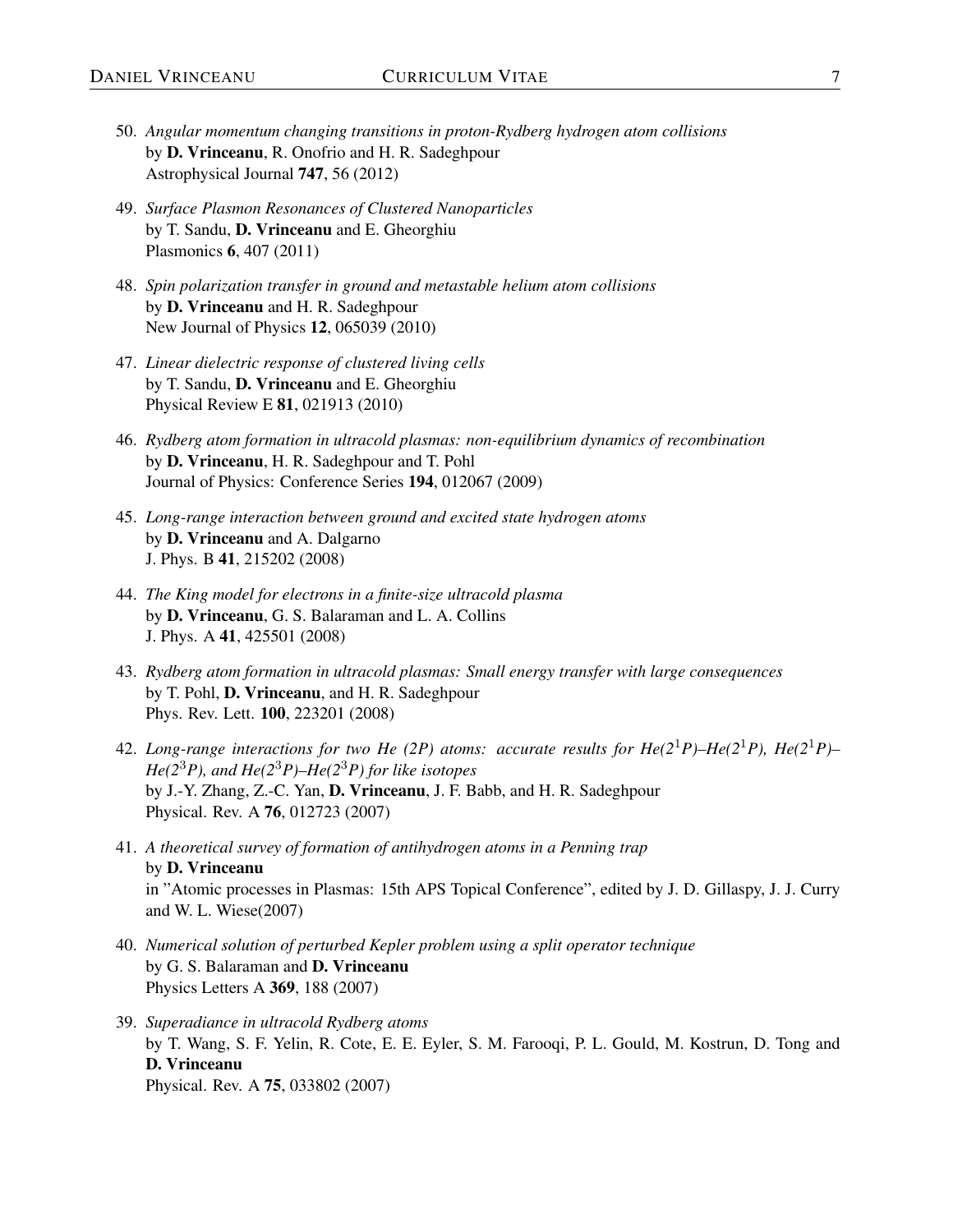50. *Angular momentum changing transitions in proton-Rydberg hydrogen atom collisions*
    by **D. Vrinceanu**, R. Onofrio and H. R. Sadeghpour
    Astrophysical Journal **747**, 56 (2012)

49. *Surface Plasmon Resonances of Clustered Nanoparticles*
    by T. Sandu, **D. Vrinceanu** and E. Gheorghiu
    Plasmonics **6**, 407 (2011)

48. *Spin polarization transfer in ground and metastable helium atom collisions*
    by **D. Vrinceanu** and H. R. Sadeghpour
    New Journal of Physics **12**, 065039 (2010)

47. *Linear dielectric response of clustered living cells*
    by T. Sandu, **D. Vrinceanu** and E. Gheorghiu
    Physical Review E **81**, 021913 (2010)

46. *Rydberg atom formation in ultracold plasmas: non-equilibrium dynamics of recombination*
    by **D. Vrinceanu**, H. R. Sadeghpour and T. Pohl
    Journal of Physics: Conference Series **194**, 012067 (2009)

45. *Long-range interaction between ground and excited state hydrogen atoms*
    by **D. Vrinceanu** and A. Dalgarno
    J. Phys. B **41**, 215202 (2008)

44. *The King model for electrons in a finite-size ultracold plasma*
    by **D. Vrinceanu**, G. S. Balaraman and L. A. Collins
    J. Phys. A **41**, 425501 (2008)

43. *Rydberg atom formation in ultracold plasmas: Small energy transfer with large consequences*
    by T. Pohl, **D. Vrinceanu**, and H. R. Sadeghpour
    Phys. Rev. Lett. **100**, 223201 (2008)

42. *Long-range interactions for two He (2P) atoms: accurate results for He($2^1P$)–He($2^1P$), He($2^1P$)–He($2^3P$), and He($2^3P$)–He($2^3P$) for like isotopes*
    by J.-Y. Zhang, Z.-C. Yan, **D. Vrinceanu**, J. F. Babb, and H. R. Sadeghpour
    Physical. Rev. A **76**, 012723 (2007)

41. *A theoretical survey of formation of antihydrogen atoms in a Penning trap*
    by **D. Vrinceanu**
    in "Atomic processes in Plasmas: 15th APS Topical Conference", edited by J. D. Gillaspy, J. J. Curry and W. L. Wiese(2007)

40. *Numerical solution of perturbed Kepler problem using a split operator technique*
    by G. S. Balaraman and **D. Vrinceanu**
    Physics Letters A **369**, 188 (2007)

39. *Superadiance in ultracold Rydberg atoms*
    by T. Wang, S. F. Yelin, R. Cote, E. E. Eyler, S. M. Farooqi, P. L. Gould, M. Kostrun, D. Tong and **D. Vrinceanu**
    Physical. Rev. A **75**, 033802 (2007)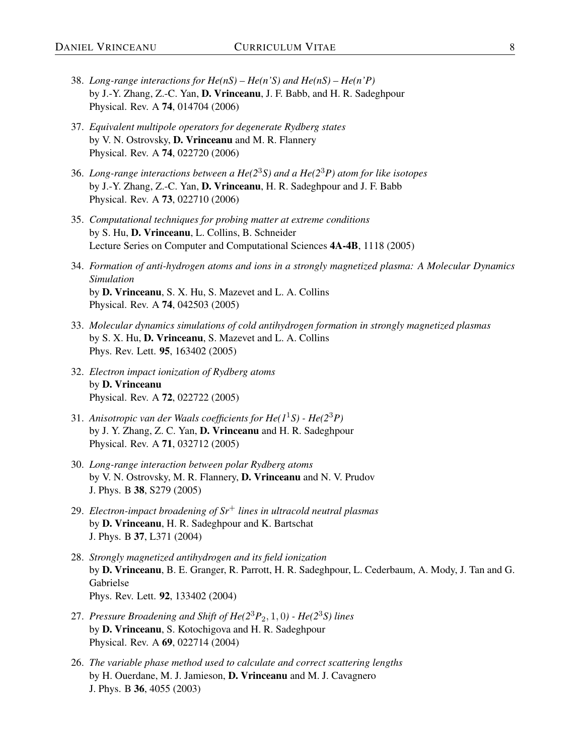38. *Long-range interactions for He(nS) – He(n'S) and He(nS) – He(n'P)*
    by J.-Y. Zhang, Z.-C. Yan, **D. Vrinceanu**, J. F. Babb, and H. R. Sadeghpour
    Physical. Rev. A **74**, 014704 (2006)

37. *Equivalent multipole operators for degenerate Rydberg states*
    by V. N. Ostrovsky, **D. Vrinceanu** and M. R. Flannery
    Physical. Rev. A **74**, 022720 (2006)

36. *Long-range interactions between a He($2^3S$) and a He($2^3P$) atom for like isotopes*
    by J.-Y. Zhang, Z.-C. Yan, **D. Vrinceanu**, H. R. Sadeghpour and J. F. Babb
    Physical. Rev. A **73**, 022710 (2006)

35. *Computational techniques for probing matter at extreme conditions*
    by S. Hu, **D. Vrinceanu**, L. Collins, B. Schneider
    Lecture Series on Computer and Computational Sciences **4A-4B**, 1118 (2005)

34. *Formation of anti-hydrogen atoms and ions in a strongly magnetized plasma: A Molecular Dynamics Simulation*
    by **D. Vrinceanu**, S. X. Hu, S. Mazevet and L. A. Collins
    Physical. Rev. A **74**, 042503 (2005)

33. *Molecular dynamics simulations of cold antihydrogen formation in strongly magnetized plasmas*
    by S. X. Hu, **D. Vrinceanu**, S. Mazevet and L. A. Collins
    Phys. Rev. Lett. **95**, 163402 (2005)

32. *Electron impact ionization of Rydberg atoms*
    by **D. Vrinceanu**
    Physical. Rev. A **72**, 022722 (2005)

31. *Anisotropic van der Waals coefficients for He($1^1S$) - He($2^3P$)*
    by J. Y. Zhang, Z. C. Yan, **D. Vrinceanu** and H. R. Sadeghpour
    Physical. Rev. A **71**, 032712 (2005)

30. *Long-range interaction between polar Rydberg atoms*
    by V. N. Ostrovsky, M. R. Flannery, **D. Vrinceanu** and N. V. Prudov
    J. Phys. B **38**, S279 (2005)

29. *Electron-impact broadening of $Sr^+$ lines in ultracold neutral plasmas*
    by **D. Vrinceanu**, H. R. Sadeghpour and K. Bartschat
    J. Phys. B **37**, L371 (2004)

28. *Strongly magnetized antihydrogen and its field ionization*
    by **D. Vrinceanu**, B. E. Granger, R. Parrott, H. R. Sadeghpour, L. Cederbaum, A. Mody, J. Tan and G. Gabrielse
    Phys. Rev. Lett. **92**, 133402 (2004)

27. *Pressure Broadening and Shift of He($2^3P_2, 1, 0$) - He($2^3S$) lines*
    by **D. Vrinceanu**, S. Kotochigova and H. R. Sadeghpour
    Physical. Rev. A **69**, 022714 (2004)

26. *The variable phase method used to calculate and correct scattering lengths*
    by H. Ouerdane, M. J. Jamieson, **D. Vrinceanu** and M. J. Cavagnero
    J. Phys. B **36**, 4055 (2003)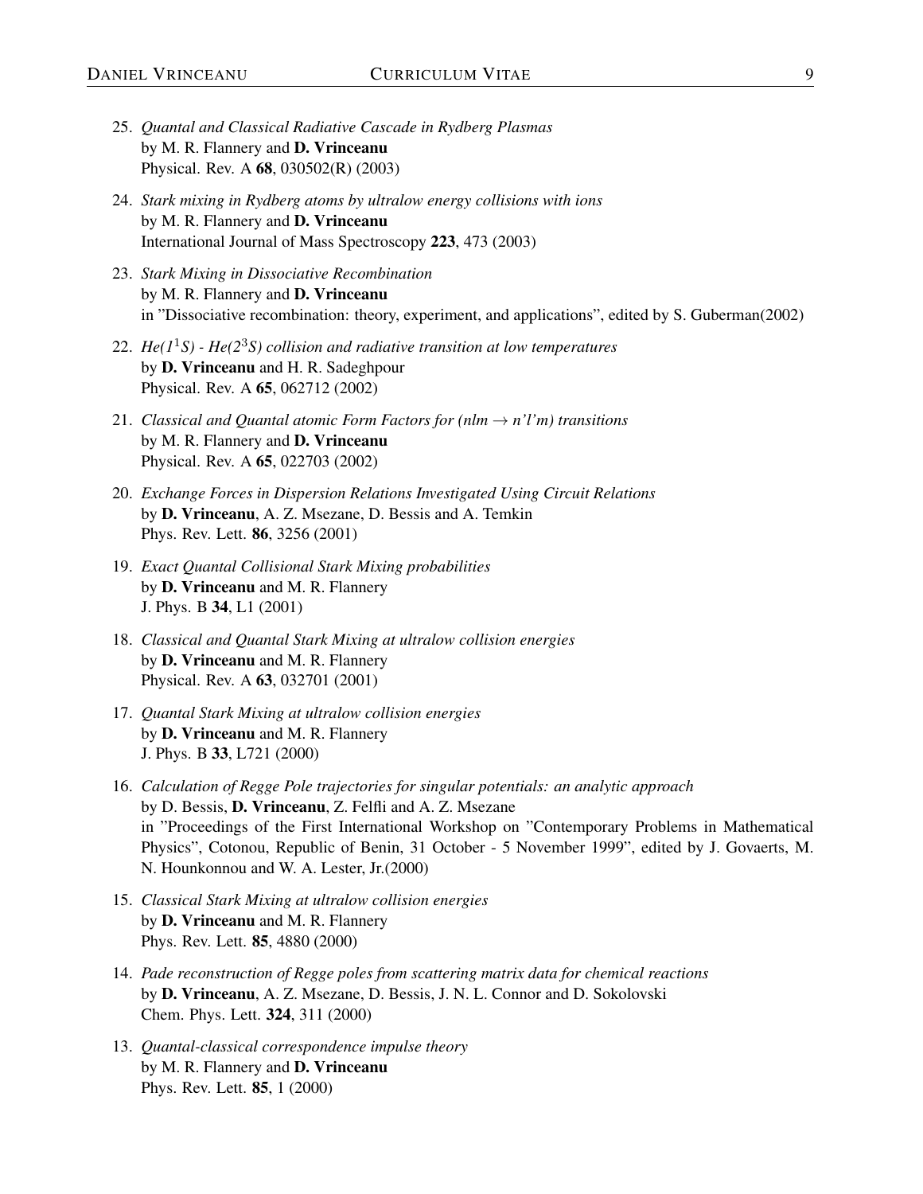25. *Quantal and Classical Radiative Cascade in Rydberg Plasmas*
    by M. R. Flannery and **D. Vrinceanu**
    Physical. Rev. A **68**, 030502(R) (2003)

24. *Stark mixing in Rydberg atoms by ultralow energy collisions with ions*
    by M. R. Flannery and **D. Vrinceanu**
    International Journal of Mass Spectroscopy **223**, 473 (2003)

23. *Stark Mixing in Dissociative Recombination*
    by M. R. Flannery and **D. Vrinceanu**
    in "Dissociative recombination: theory, experiment, and applications", edited by S. Guberman(2002)

22. *He($1^1S$) - He($2^3S$) collision and radiative transition at low temperatures*
    by **D. Vrinceanu** and H. R. Sadeghpour
    Physical. Rev. A **65**, 062712 (2002)

21. *Classical and Quantal atomic Form Factors for (nlm $\rightarrow$ n'l'm) transitions*
    by M. R. Flannery and **D. Vrinceanu**
    Physical. Rev. A **65**, 022703 (2002)

20. *Exchange Forces in Dispersion Relations Investigated Using Circuit Relations*
    by **D. Vrinceanu**, A. Z. Msezane, D. Bessis and A. Temkin
    Phys. Rev. Lett. **86**, 3256 (2001)

19. *Exact Quantal Collisional Stark Mixing probabilities*
    by **D. Vrinceanu** and M. R. Flannery
    J. Phys. B **34**, L1 (2001)

18. *Classical and Quantal Stark Mixing at ultralow collision energies*
    by **D. Vrinceanu** and M. R. Flannery
    Physical. Rev. A **63**, 032701 (2001)

17. *Quantal Stark Mixing at ultralow collision energies*
    by **D. Vrinceanu** and M. R. Flannery
    J. Phys. B **33**, L721 (2000)

16. *Calculation of Regge Pole trajectories for singular potentials: an analytic approach*
    by D. Bessis, **D. Vrinceanu**, Z. Felfli and A. Z. Msezane
    in "Proceedings of the First International Workshop on "Contemporary Problems in Mathematical Physics", Cotonou, Republic of Benin, 31 October - 5 November 1999", edited by J. Govaerts, M. N. Hounkonnou and W. A. Lester, Jr.(2000)

15. *Classical Stark Mixing at ultralow collision energies*
    by **D. Vrinceanu** and M. R. Flannery
    Phys. Rev. Lett. **85**, 4880 (2000)

14. *Pade reconstruction of Regge poles from scattering matrix data for chemical reactions*
    by **D. Vrinceanu**, A. Z. Msezane, D. Bessis, J. N. L. Connor and D. Sokolovski
    Chem. Phys. Lett. **324**, 311 (2000)

13. *Quantal-classical correspondence impulse theory*
    by M. R. Flannery and **D. Vrinceanu**
    Phys. Rev. Lett. **85**, 1 (2000)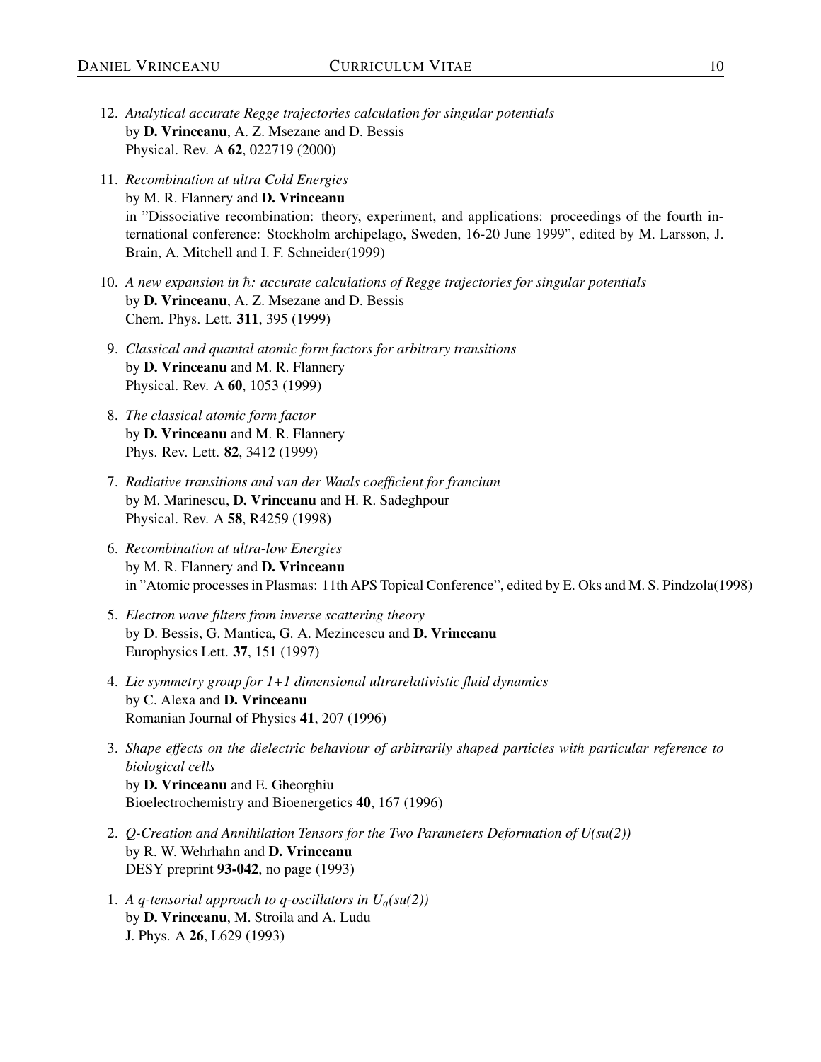12. *Analytical accurate Regge trajectories calculation for singular potentials*
    by **D. Vrinceanu**, A. Z. Msezane and D. Bessis
    Physical. Rev. A **62**, 022719 (2000)

11. *Recombination at ultra Cold Energies*
    by M. R. Flannery and **D. Vrinceanu**
    in "Dissociative recombination: theory, experiment, and applications: proceedings of the fourth international conference: Stockholm archipelago, Sweden, 16-20 June 1999", edited by M. Larsson, J. Brain, A. Mitchell and I. F. Schneider(1999)

10. *A new expansion in $\hbar$: accurate calculations of Regge trajectories for singular potentials*
    by **D. Vrinceanu**, A. Z. Msezane and D. Bessis
    Chem. Phys. Lett. **311**, 395 (1999)

9. *Classical and quantal atomic form factors for arbitrary transitions*
   by **D. Vrinceanu** and M. R. Flannery
   Physical. Rev. A **60**, 1053 (1999)

8. *The classical atomic form factor*
   by **D. Vrinceanu** and M. R. Flannery
   Phys. Rev. Lett. **82**, 3412 (1999)

7. *Radiative transitions and van der Waals coefficient for francium*
   by M. Marinescu, **D. Vrinceanu** and H. R. Sadeghpour
   Physical. Rev. A **58**, R4259 (1998)

6. *Recombination at ultra-low Energies*
   by M. R. Flannery and **D. Vrinceanu**
   in "Atomic processes in Plasmas: 11th APS Topical Conference", edited by E. Oks and M. S. Pindzola(1998)

5. *Electron wave filters from inverse scattering theory*
   by D. Bessis, G. Mantica, G. A. Mezincescu and **D. Vrinceanu**
   Europhysics Lett. **37**, 151 (1997)

4. *Lie symmetry group for 1+1 dimensional ultrarelativistic fluid dynamics*
   by C. Alexa and **D. Vrinceanu**
   Romanian Journal of Physics **41**, 207 (1996)

3. *Shape effects on the dielectric behaviour of arbitrarily shaped particles with particular reference to biological cells*
   by **D. Vrinceanu** and E. Gheorghiu
   Bioelectrochemistry and Bioenergetics **40**, 167 (1996)

2. *Q-Creation and Annihilation Tensors for the Two Parameters Deformation of U(su(2))*
   by R. W. Wehrhahn and **D. Vrinceanu**
   DESY preprint **93-042**, no page (1993)

1. *A q-tensorial approach to q-oscillators in $U_q$(su(2))*
   by **D. Vrinceanu**, M. Stroila and A. Ludu
   J. Phys. A **26**, L629 (1993)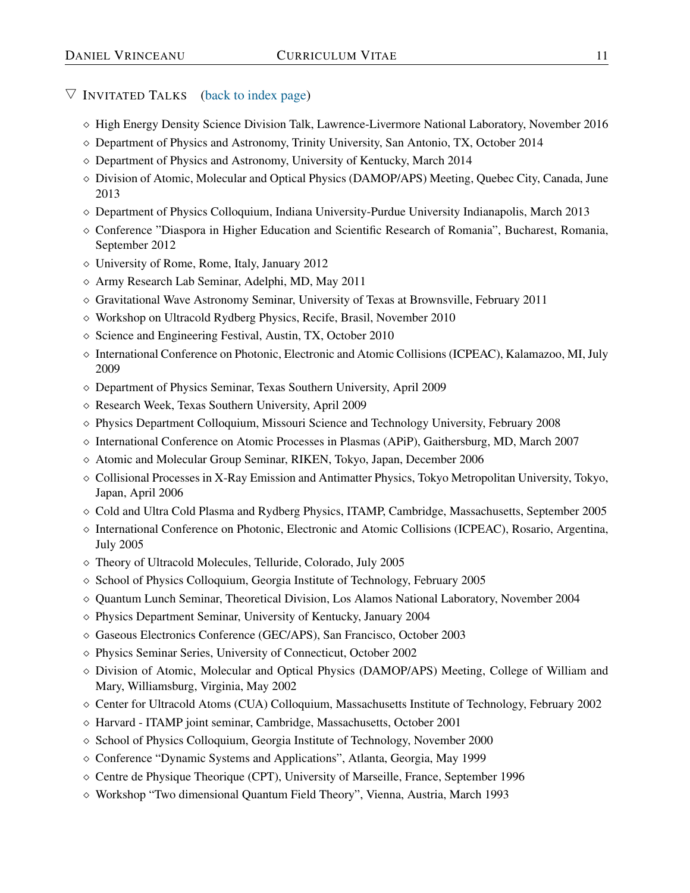## ▽ Invitated Talks (back to index page)

- High Energy Density Science Division Talk, Lawrence-Livermore National Laboratory, November 2016
- Department of Physics and Astronomy, Trinity University, San Antonio, TX, October 2014
- Department of Physics and Astronomy, University of Kentucky, March 2014
- Division of Atomic, Molecular and Optical Physics (DAMOP/APS) Meeting, Quebec City, Canada, June 2013
- Department of Physics Colloquium, Indiana University-Purdue University Indianapolis, March 2013
- Conference "Diaspora in Higher Education and Scientific Research of Romania", Bucharest, Romania, September 2012
- University of Rome, Rome, Italy, January 2012
- Army Research Lab Seminar, Adelphi, MD, May 2011
- Gravitational Wave Astronomy Seminar, University of Texas at Brownsville, February 2011
- Workshop on Ultracold Rydberg Physics, Recife, Brasil, November 2010
- Science and Engineering Festival, Austin, TX, October 2010
- International Conference on Photonic, Electronic and Atomic Collisions (ICPEAC), Kalamazoo, MI, July 2009
- Department of Physics Seminar, Texas Southern University, April 2009
- Research Week, Texas Southern University, April 2009
- Physics Department Colloquium, Missouri Science and Technology University, February 2008
- International Conference on Atomic Processes in Plasmas (APiP), Gaithersburg, MD, March 2007
- Atomic and Molecular Group Seminar, RIKEN, Tokyo, Japan, December 2006
- Collisional Processes in X-Ray Emission and Antimatter Physics, Tokyo Metropolitan University, Tokyo, Japan, April 2006
- Cold and Ultra Cold Plasma and Rydberg Physics, ITAMP, Cambridge, Massachusetts, September 2005
- International Conference on Photonic, Electronic and Atomic Collisions (ICPEAC), Rosario, Argentina, July 2005
- Theory of Ultracold Molecules, Telluride, Colorado, July 2005
- School of Physics Colloquium, Georgia Institute of Technology, February 2005
- Quantum Lunch Seminar, Theoretical Division, Los Alamos National Laboratory, November 2004
- Physics Department Seminar, University of Kentucky, January 2004
- Gaseous Electronics Conference (GEC/APS), San Francisco, October 2003
- Physics Seminar Series, University of Connecticut, October 2002
- Division of Atomic, Molecular and Optical Physics (DAMOP/APS) Meeting, College of William and Mary, Williamsburg, Virginia, May 2002
- Center for Ultracold Atoms (CUA) Colloquium, Massachusetts Institute of Technology, February 2002
- Harvard - ITAMP joint seminar, Cambridge, Massachusetts, October 2001
- School of Physics Colloquium, Georgia Institute of Technology, November 2000
- Conference "Dynamic Systems and Applications", Atlanta, Georgia, May 1999
- Centre de Physique Theorique (CPT), University of Marseille, France, September 1996
- Workshop "Two dimensional Quantum Field Theory", Vienna, Austria, March 1993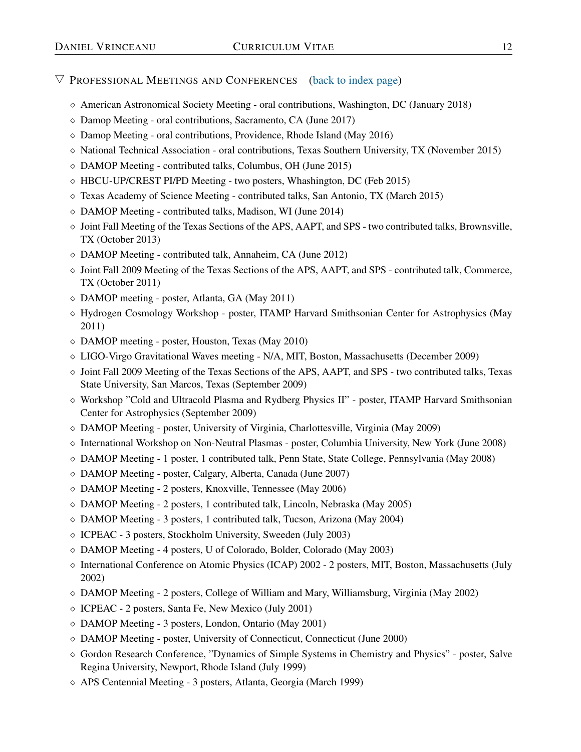## ▽ Professional Meetings and Conferences (back to index page)

- ⋄ American Astronomical Society Meeting - oral contributions, Washington, DC (January 2018)
- ⋄ Damop Meeting - oral contributions, Sacramento, CA (June 2017)
- ⋄ Damop Meeting - oral contributions, Providence, Rhode Island (May 2016)
- ⋄ National Technical Association - oral contributions, Texas Southern University, TX (November 2015)
- ⋄ DAMOP Meeting - contributed talks, Columbus, OH (June 2015)
- ⋄ HBCU-UP/CREST PI/PD Meeting - two posters, Whashington, DC (Feb 2015)
- ⋄ Texas Academy of Science Meeting - contributed talks, San Antonio, TX (March 2015)
- ⋄ DAMOP Meeting - contributed talks, Madison, WI (June 2014)
- ⋄ Joint Fall Meeting of the Texas Sections of the APS, AAPT, and SPS - two contributed talks, Brownsville, TX (October 2013)
- ⋄ DAMOP Meeting - contributed talk, Annaheim, CA (June 2012)
- ⋄ Joint Fall 2009 Meeting of the Texas Sections of the APS, AAPT, and SPS - contributed talk, Commerce, TX (October 2011)
- ⋄ DAMOP meeting - poster, Atlanta, GA (May 2011)
- ⋄ Hydrogen Cosmology Workshop - poster, ITAMP Harvard Smithsonian Center for Astrophysics (May 2011)
- ⋄ DAMOP meeting - poster, Houston, Texas (May 2010)
- ⋄ LIGO-Virgo Gravitational Waves meeting - N/A, MIT, Boston, Massachusetts (December 2009)
- ⋄ Joint Fall 2009 Meeting of the Texas Sections of the APS, AAPT, and SPS - two contributed talks, Texas State University, San Marcos, Texas (September 2009)
- ⋄ Workshop "Cold and Ultracold Plasma and Rydberg Physics II" - poster, ITAMP Harvard Smithsonian Center for Astrophysics (September 2009)
- ⋄ DAMOP Meeting - poster, University of Virginia, Charlottesville, Virginia (May 2009)
- ⋄ International Workshop on Non-Neutral Plasmas - poster, Columbia University, New York (June 2008)
- ⋄ DAMOP Meeting - 1 poster, 1 contributed talk, Penn State, State College, Pennsylvania (May 2008)
- ⋄ DAMOP Meeting - poster, Calgary, Alberta, Canada (June 2007)
- ⋄ DAMOP Meeting - 2 posters, Knoxville, Tennessee (May 2006)
- ⋄ DAMOP Meeting - 2 posters, 1 contributed talk, Lincoln, Nebraska (May 2005)
- ⋄ DAMOP Meeting - 3 posters, 1 contributed talk, Tucson, Arizona (May 2004)
- ⋄ ICPEAC - 3 posters, Stockholm University, Sweeden (July 2003)
- ⋄ DAMOP Meeting - 4 posters, U of Colorado, Bolder, Colorado (May 2003)
- ⋄ International Conference on Atomic Physics (ICAP) 2002 - 2 posters, MIT, Boston, Massachusetts (July 2002)
- ⋄ DAMOP Meeting - 2 posters, College of William and Mary, Williamsburg, Virginia (May 2002)
- ⋄ ICPEAC - 2 posters, Santa Fe, New Mexico (July 2001)
- ⋄ DAMOP Meeting - 3 posters, London, Ontario (May 2001)
- ⋄ DAMOP Meeting - poster, University of Connecticut, Connecticut (June 2000)
- ⋄ Gordon Research Conference, "Dynamics of Simple Systems in Chemistry and Physics" - poster, Salve Regina University, Newport, Rhode Island (July 1999)
- ⋄ APS Centennial Meeting - 3 posters, Atlanta, Georgia (March 1999)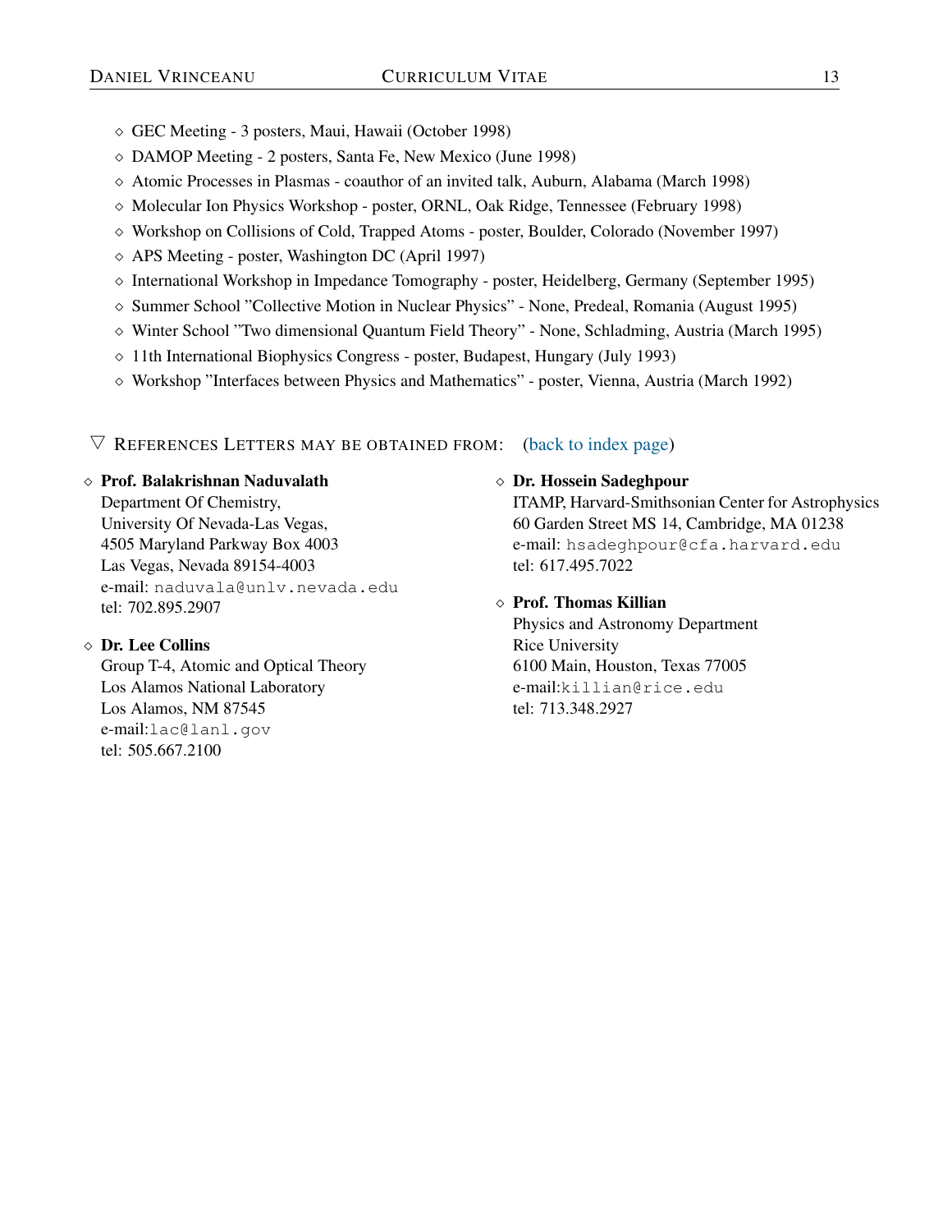- GEC Meeting - 3 posters, Maui, Hawaii (October 1998)
- DAMOP Meeting - 2 posters, Santa Fe, New Mexico (June 1998)
- Atomic Processes in Plasmas - coauthor of an invited talk, Auburn, Alabama (March 1998)
- Molecular Ion Physics Workshop - poster, ORNL, Oak Ridge, Tennessee (February 1998)
- Workshop on Collisions of Cold, Trapped Atoms - poster, Boulder, Colorado (November 1997)
- APS Meeting - poster, Washington DC (April 1997)
- International Workshop in Impedance Tomography - poster, Heidelberg, Germany (September 1995)
- Summer School "Collective Motion in Nuclear Physics" - None, Predeal, Romania (August 1995)
- Winter School "Two dimensional Quantum Field Theory" - None, Schladming, Austria (March 1995)
- 11th International Biophysics Congress - poster, Budapest, Hungary (July 1993)
- Workshop "Interfaces between Physics and Mathematics" - poster, Vienna, Austria (March 1992)

## ▽ References Letters may be obtained from: (back to index page)

- **Prof. Balakrishnan Naduvalath**
  Department Of Chemistry,
  University Of Nevada-Las Vegas,
  4505 Maryland Parkway Box 4003
  Las Vegas, Nevada 89154-4003
  e-mail: naduvala@unlv.nevada.edu
  tel: 702.895.2907

- **Dr. Lee Collins**
  Group T-4, Atomic and Optical Theory
  Los Alamos National Laboratory
  Los Alamos, NM 87545
  e-mail:lac@lanl.gov
  tel: 505.667.2100

- **Dr. Hossein Sadeghpour**
  ITAMP, Harvard-Smithsonian Center for Astrophysics
  60 Garden Street MS 14, Cambridge, MA 01238
  e-mail: hsadeghpour@cfa.harvard.edu
  tel: 617.495.7022

- **Prof. Thomas Killian**
  Physics and Astronomy Department
  Rice University
  6100 Main, Houston, Texas 77005
  e-mail:killian@rice.edu
  tel: 713.348.2927